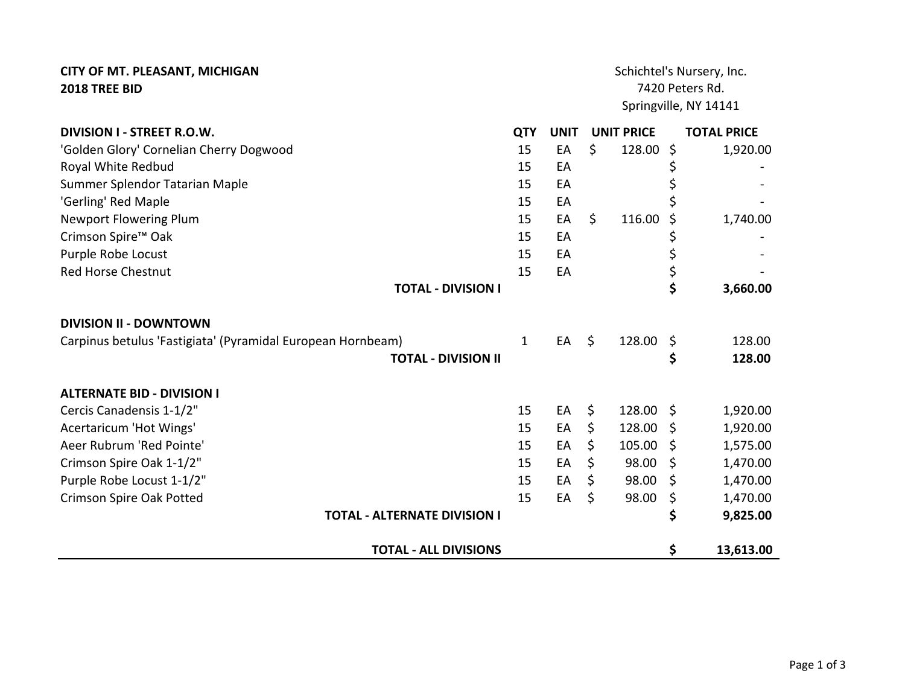**CITY OF MT. PLEASANT, MICHIGAN**
**2018 TREE BID**

Schichtel's Nursery, Inc.
7420 Peters Rd.
Springville, NY 14141

| DIVISION I - STREET R.O.W. | QTY | UNIT | UNIT PRICE | TOTAL PRICE |
|---|---|---|---|---|
| 'Golden Glory' Cornelian Cherry Dogwood | 15 | EA | $ 128.00 | $ 1,920.00 |
| Royal White Redbud | 15 | EA | | $ - |
| Summer Splendor Tatarian Maple | 15 | EA | | $ - |
| 'Gerling' Red Maple | 15 | EA | | $ - |
| Newport Flowering Plum | 15 | EA | $ 116.00 | $ 1,740.00 |
| Crimson Spire™ Oak | 15 | EA | | $ - |
| Purple Robe Locust | 15 | EA | | $ - |
| Red Horse Chestnut | 15 | EA | | $ - |
| **TOTAL - DIVISION I** | | | | **$ 3,660.00** |
| | | | | |
| **DIVISION II - DOWNTOWN** | | | | |
| Carpinus betulus 'Fastigiata' (Pyramidal European Hornbeam) | 1 | EA | $ 128.00 | $ 128.00 |
| **TOTAL - DIVISION II** | | | | **$ 128.00** |
| | | | | |
| **ALTERNATE BID - DIVISION I** | | | | |
| Cercis Canadensis 1-1/2" | 15 | EA | $ 128.00 | $ 1,920.00 |
| Acertaricum 'Hot Wings' | 15 | EA | $ 128.00 | $ 1,920.00 |
| Aeer Rubrum 'Red Pointe' | 15 | EA | $ 105.00 | $ 1,575.00 |
| Crimson Spire Oak 1-1/2" | 15 | EA | $ 98.00 | $ 1,470.00 |
| Purple Robe Locust 1-1/2" | 15 | EA | $ 98.00 | $ 1,470.00 |
| Crimson Spire Oak Potted | 15 | EA | $ 98.00 | $ 1,470.00 |
| **TOTAL - ALTERNATE DIVISION I** | | | | **$ 9,825.00** |
| | | | | |
| **TOTAL - ALL DIVISIONS** | | | | **$ 13,613.00** |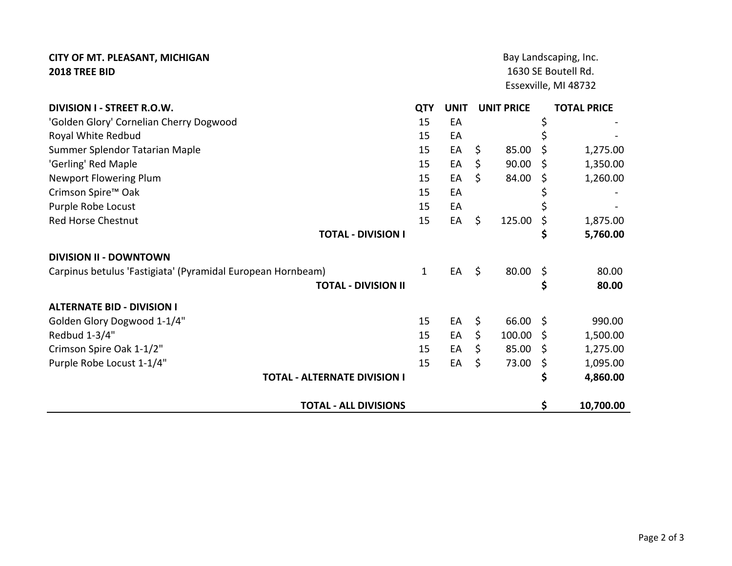**CITY OF MT. PLEASANT, MICHIGAN**
**2018 TREE BID**

Bay Landscaping, Inc.
1630 SE Boutell Rd.
Essexville, MI 48732

| DIVISION I - STREET R.O.W. | QTY | UNIT | UNIT PRICE | TOTAL PRICE |
|---|---|---|---|---|
| 'Golden Glory' Cornelian Cherry Dogwood | 15 | EA | | $ - |
| Royal White Redbud | 15 | EA | | $ - |
| Summer Splendor Tatarian Maple | 15 | EA | $ 85.00 | $ 1,275.00 |
| 'Gerling' Red Maple | 15 | EA | $ 90.00 | $ 1,350.00 |
| Newport Flowering Plum | 15 | EA | $ 84.00 | $ 1,260.00 |
| Crimson Spire™ Oak | 15 | EA | | $ - |
| Purple Robe Locust | 15 | EA | | $ - |
| Red Horse Chestnut | 15 | EA | $ 125.00 | $ 1,875.00 |
| **TOTAL - DIVISION I** | | | | **$ 5,760.00** |
| **DIVISION II - DOWNTOWN** | | | | |
| Carpinus betulus 'Fastigiata' (Pyramidal European Hornbeam) | 1 | EA | $ 80.00 | $ 80.00 |
| **TOTAL - DIVISION II** | | | | **$ 80.00** |
| **ALTERNATE BID - DIVISION I** | | | | |
| Golden Glory Dogwood 1-1/4" | 15 | EA | $ 66.00 | $ 990.00 |
| Redbud 1-3/4" | 15 | EA | $ 100.00 | $ 1,500.00 |
| Crimson Spire Oak 1-1/2" | 15 | EA | $ 85.00 | $ 1,275.00 |
| Purple Robe Locust 1-1/4" | 15 | EA | $ 73.00 | $ 1,095.00 |
| **TOTAL - ALTERNATE DIVISION I** | | | | **$ 4,860.00** |
| **TOTAL - ALL DIVISIONS** | | | | **$ 10,700.00** |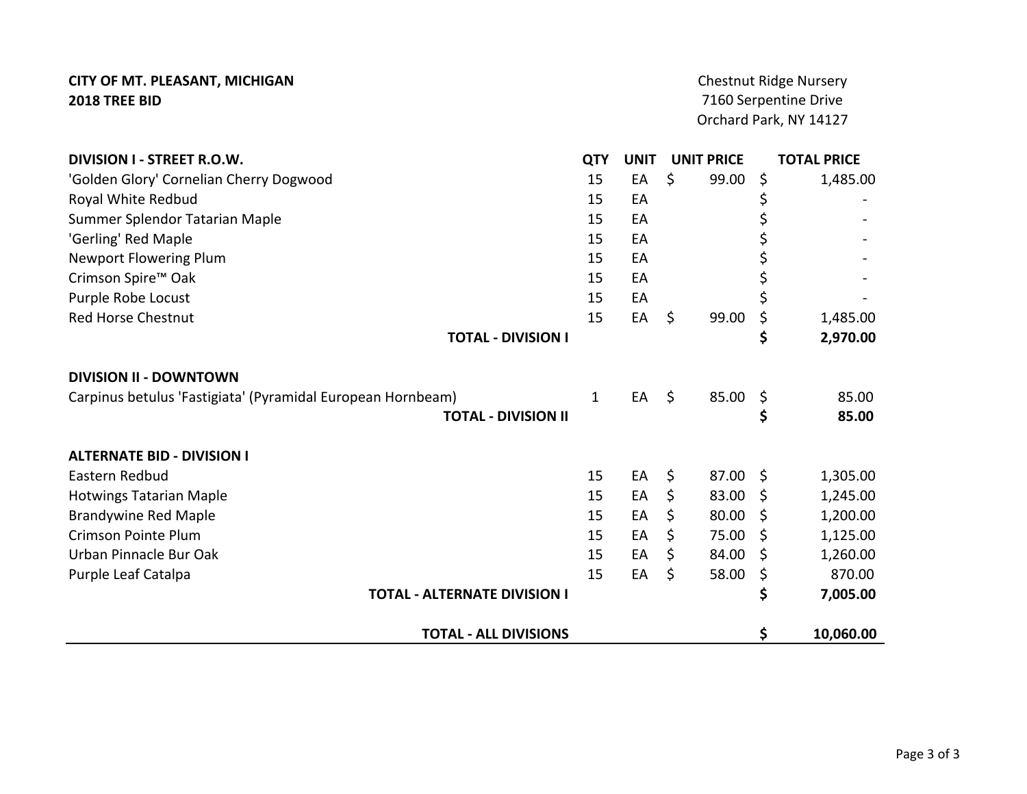**CITY OF MT. PLEASANT, MICHIGAN**
**2018 TREE BID**

Chestnut Ridge Nursery
7160 Serpentine Drive
Orchard Park, NY 14127

| DIVISION I - STREET R.O.W. | QTY | UNIT | UNIT PRICE | TOTAL PRICE |
|---|---|---|---|---|
| 'Golden Glory' Cornelian Cherry Dogwood | 15 | EA | $ 99.00 | $ 1,485.00 |
| Royal White Redbud | 15 | EA | | $ - |
| Summer Splendor Tatarian Maple | 15 | EA | | $ - |
| 'Gerling' Red Maple | 15 | EA | | $ - |
| Newport Flowering Plum | 15 | EA | | $ - |
| Crimson Spire™ Oak | 15 | EA | | $ - |
| Purple Robe Locust | 15 | EA | | $ - |
| Red Horse Chestnut | 15 | EA | $ 99.00 | $ 1,485.00 |
| **TOTAL - DIVISION I** | | | | **$ 2,970.00** |
| **DIVISION II - DOWNTOWN** | | | | |
| Carpinus betulus 'Fastigiata' (Pyramidal European Hornbeam) | 1 | EA | $ 85.00 | $ 85.00 |
| **TOTAL - DIVISION II** | | | | **$ 85.00** |
| **ALTERNATE BID - DIVISION I** | | | | |
| Eastern Redbud | 15 | EA | $ 87.00 | $ 1,305.00 |
| Hotwings Tatarian Maple | 15 | EA | $ 83.00 | $ 1,245.00 |
| Brandywine Red Maple | 15 | EA | $ 80.00 | $ 1,200.00 |
| Crimson Pointe Plum | 15 | EA | $ 75.00 | $ 1,125.00 |
| Urban Pinnacle Bur Oak | 15 | EA | $ 84.00 | $ 1,260.00 |
| Purple Leaf Catalpa | 15 | EA | $ 58.00 | $ 870.00 |
| **TOTAL - ALTERNATE DIVISION I** | | | | **$ 7,005.00** |
| **TOTAL - ALL DIVISIONS** | | | | **$ 10,060.00** |